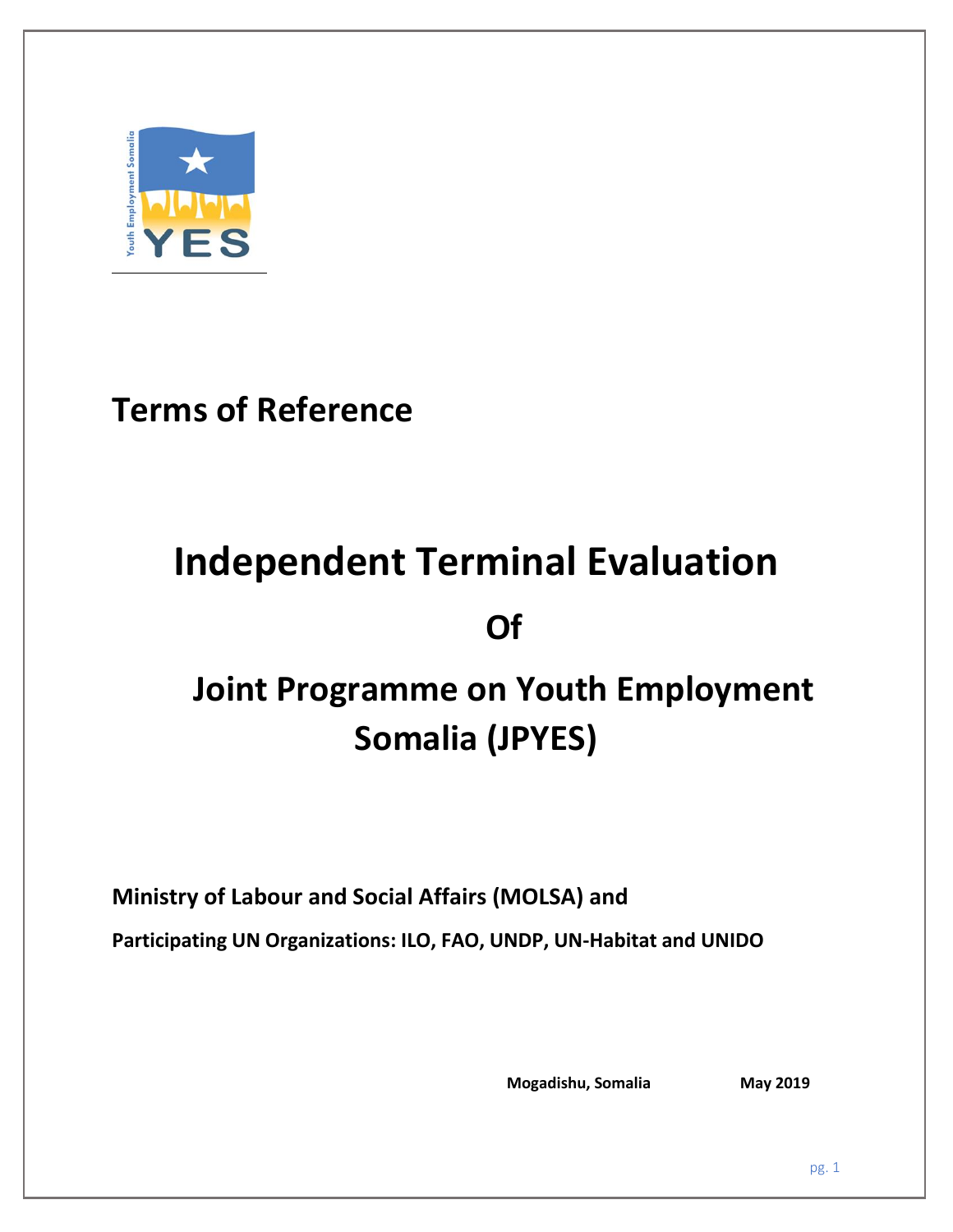# Terms of Reference

# Independent Terminal Evaluation

## Of

## Joint Programme on Youth Employment Somalia (JPYES)

**Ministry of Labour and Social Affairs (MOLSA) and**

**Participating UN Organizations: ILO, FAO, UNDP, UN-Habitat and UNIDO**

**Mogadishu, Somalia** **May 2019**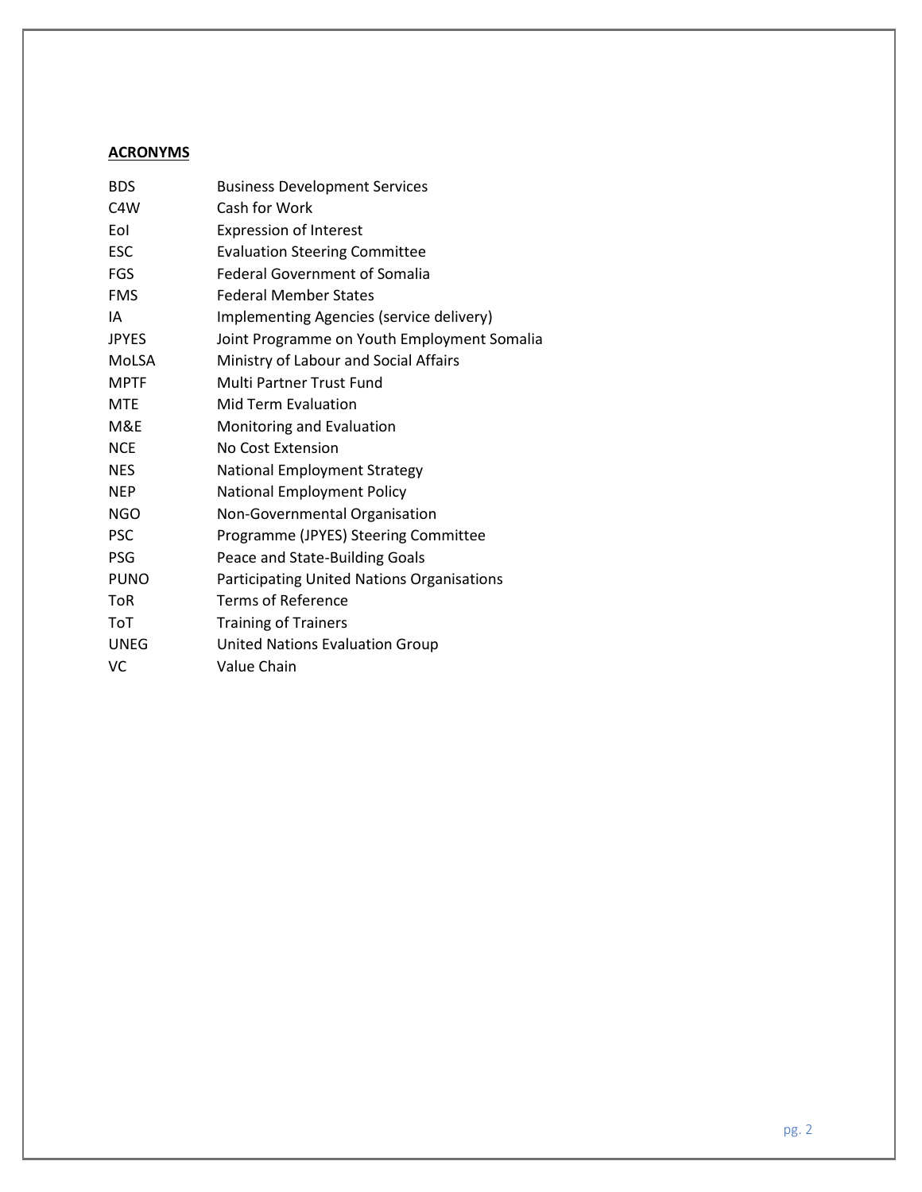## ACRONYMS

| | |
|---|---|
| BDS | Business Development Services |
| C4W | Cash for Work |
| EoI | Expression of Interest |
| ESC | Evaluation Steering Committee |
| FGS | Federal Government of Somalia |
| FMS | Federal Member States |
| IA | Implementing Agencies (service delivery) |
| JPYES | Joint Programme on Youth Employment Somalia |
| MoLSA | Ministry of Labour and Social Affairs |
| MPTF | Multi Partner Trust Fund |
| MTE | Mid Term Evaluation |
| M&E | Monitoring and Evaluation |
| NCE | No Cost Extension |
| NES | National Employment Strategy |
| NEP | National Employment Policy |
| NGO | Non-Governmental Organisation |
| PSC | Programme (JPYES) Steering Committee |
| PSG | Peace and State-Building Goals |
| PUNO | Participating United Nations Organisations |
| ToR | Terms of Reference |
| ToT | Training of Trainers |
| UNEG | United Nations Evaluation Group |
| VC | Value Chain |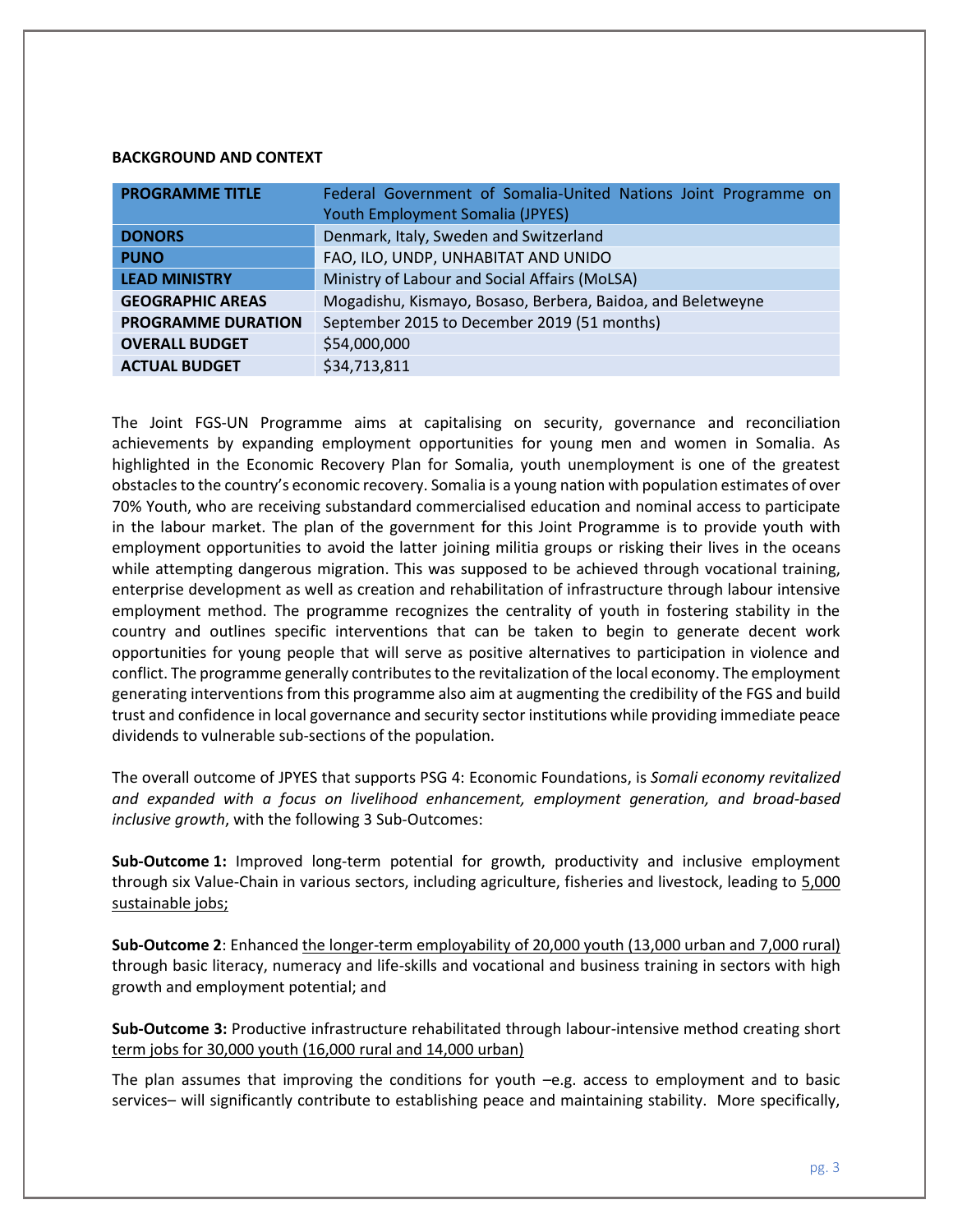**BACKGROUND AND CONTEXT**

| PROGRAMME TITLE | Federal Government of Somalia-United Nations Joint Programme on Youth Employment Somalia (JPYES) |
|---|---|
| DONORS | Denmark, Italy, Sweden and Switzerland |
| PUNO | FAO, ILO, UNDP, UNHABITAT AND UNIDO |
| LEAD MINISTRY | Ministry of Labour and Social Affairs (MoLSA) |
| GEOGRAPHIC AREAS | Mogadishu, Kismayo, Bosaso, Berbera, Baidoa, and Beletweyne |
| PROGRAMME DURATION | September 2015 to December 2019 (51 months) |
| OVERALL BUDGET | $54,000,000 |
| ACTUAL BUDGET | $34,713,811 |

The Joint FGS-UN Programme aims at capitalising on security, governance and reconciliation achievements by expanding employment opportunities for young men and women in Somalia. As highlighted in the Economic Recovery Plan for Somalia, youth unemployment is one of the greatest obstacles to the country's economic recovery. Somalia is a young nation with population estimates of over 70% Youth, who are receiving substandard commercialised education and nominal access to participate in the labour market. The plan of the government for this Joint Programme is to provide youth with employment opportunities to avoid the latter joining militia groups or risking their lives in the oceans while attempting dangerous migration. This was supposed to be achieved through vocational training, enterprise development as well as creation and rehabilitation of infrastructure through labour intensive employment method. The programme recognizes the centrality of youth in fostering stability in the country and outlines specific interventions that can be taken to begin to generate decent work opportunities for young people that will serve as positive alternatives to participation in violence and conflict. The programme generally contributes to the revitalization of the local economy. The employment generating interventions from this programme also aim at augmenting the credibility of the FGS and build trust and confidence in local governance and security sector institutions while providing immediate peace dividends to vulnerable sub-sections of the population.

The overall outcome of JPYES that supports PSG 4: Economic Foundations, is *Somali economy revitalized and expanded with a focus on livelihood enhancement, employment generation, and broad-based inclusive growth*, with the following 3 Sub-Outcomes:

**Sub-Outcome 1:** Improved long-term potential for growth, productivity and inclusive employment through six Value-Chain in various sectors, including agriculture, fisheries and livestock, leading to 5,000 sustainable jobs;

**Sub-Outcome 2**: Enhanced the longer-term employability of 20,000 youth (13,000 urban and 7,000 rural) through basic literacy, numeracy and life-skills and vocational and business training in sectors with high growth and employment potential; and

**Sub-Outcome 3:** Productive infrastructure rehabilitated through labour-intensive method creating short term jobs for 30,000 youth (16,000 rural and 14,000 urban)

The plan assumes that improving the conditions for youth –e.g. access to employment and to basic services– will significantly contribute to establishing peace and maintaining stability. More specifically,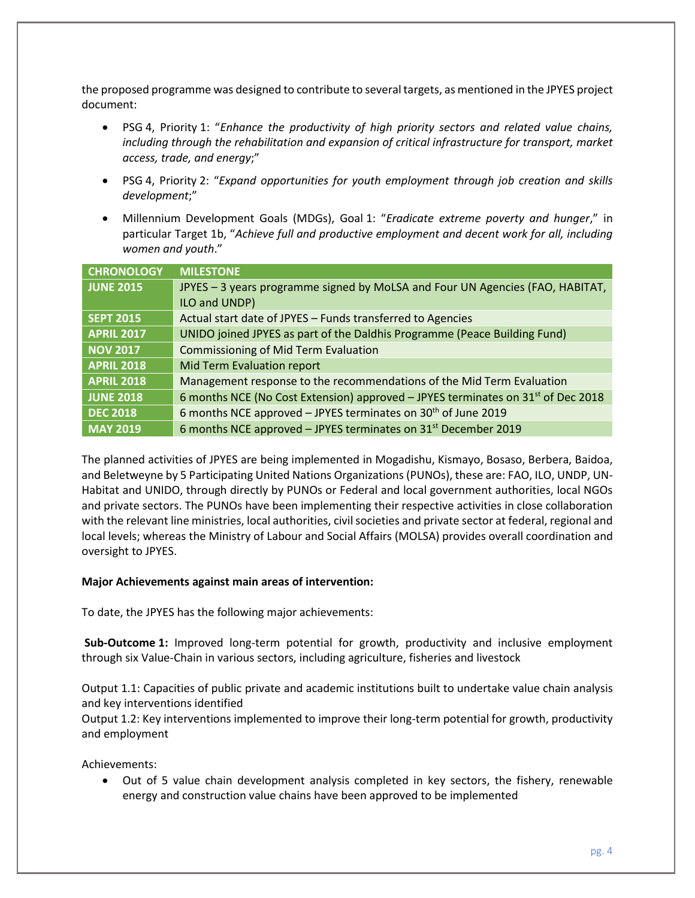the proposed programme was designed to contribute to several targets, as mentioned in the JPYES project document:

- PSG 4, Priority 1: "*Enhance the productivity of high priority sectors and related value chains, including through the rehabilitation and expansion of critical infrastructure for transport, market access, trade, and energy*;"
- PSG 4, Priority 2: "*Expand opportunities for youth employment through job creation and skills development*;"
- Millennium Development Goals (MDGs), Goal 1: "*Eradicate extreme poverty and hunger*," in particular Target 1b, "*Achieve full and productive employment and decent work for all, including women and youth*."

| CHRONOLOGY | MILESTONE |
|---|---|
| JUNE 2015 | JPYES – 3 years programme signed by MoLSA and Four UN Agencies (FAO, HABITAT, ILO and UNDP) |
| SEPT 2015 | Actual start date of JPYES – Funds transferred to Agencies |
| APRIL 2017 | UNIDO joined JPYES as part of the Daldhis Programme (Peace Building Fund) |
| NOV 2017 | Commissioning of Mid Term Evaluation |
| APRIL 2018 | Mid Term Evaluation report |
| APRIL 2018 | Management response to the recommendations of the Mid Term Evaluation |
| JUNE 2018 | 6 months NCE (No Cost Extension) approved – JPYES terminates on 31st of Dec 2018 |
| DEC 2018 | 6 months NCE approved – JPYES terminates on 30th of June 2019 |
| MAY 2019 | 6 months NCE approved – JPYES terminates on 31st December 2019 |

The planned activities of JPYES are being implemented in Mogadishu, Kismayo, Bosaso, Berbera, Baidoa, and Beletweyne by 5 Participating United Nations Organizations (PUNOs), these are: FAO, ILO, UNDP, UN-Habitat and UNIDO, through directly by PUNOs or Federal and local government authorities, local NGOs and private sectors. The PUNOs have been implementing their respective activities in close collaboration with the relevant line ministries, local authorities, civil societies and private sector at federal, regional and local levels; whereas the Ministry of Labour and Social Affairs (MOLSA) provides overall coordination and oversight to JPYES.

**Major Achievements against main areas of intervention:**

To date, the JPYES has the following major achievements:

**Sub-Outcome 1:** Improved long-term potential for growth, productivity and inclusive employment through six Value-Chain in various sectors, including agriculture, fisheries and livestock

Output 1.1: Capacities of public private and academic institutions built to undertake value chain analysis and key interventions identified
Output 1.2: Key interventions implemented to improve their long-term potential for growth, productivity and employment

Achievements:

- Out of 5 value chain development analysis completed in key sectors, the fishery, renewable energy and construction value chains have been approved to be implemented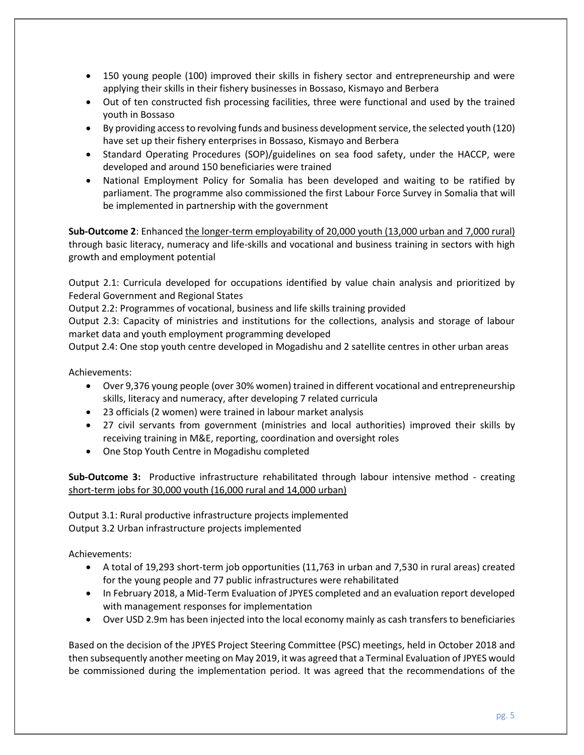- 150 young people (100) improved their skills in fishery sector and entrepreneurship and were applying their skills in their fishery businesses in Bossaso, Kismayo and Berbera
- Out of ten constructed fish processing facilities, three were functional and used by the trained youth in Bossaso
- By providing access to revolving funds and business development service, the selected youth (120) have set up their fishery enterprises in Bossaso, Kismayo and Berbera
- Standard Operating Procedures (SOP)/guidelines on sea food safety, under the HACCP, were developed and around 150 beneficiaries were trained
- National Employment Policy for Somalia has been developed and waiting to be ratified by parliament. The programme also commissioned the first Labour Force Survey in Somalia that will be implemented in partnership with the government

**Sub-Outcome 2**: Enhanced the longer-term employability of 20,000 youth (13,000 urban and 7,000 rural) through basic literacy, numeracy and life-skills and vocational and business training in sectors with high growth and employment potential

Output 2.1: Curricula developed for occupations identified by value chain analysis and prioritized by Federal Government and Regional States

Output 2.2: Programmes of vocational, business and life skills training provided

Output 2.3: Capacity of ministries and institutions for the collections, analysis and storage of labour market data and youth employment programming developed

Output 2.4: One stop youth centre developed in Mogadishu and 2 satellite centres in other urban areas

Achievements:

- Over 9,376 young people (over 30% women) trained in different vocational and entrepreneurship skills, literacy and numeracy, after developing 7 related curricula
- 23 officials (2 women) were trained in labour market analysis
- 27 civil servants from government (ministries and local authorities) improved their skills by receiving training in M&E, reporting, coordination and oversight roles
- One Stop Youth Centre in Mogadishu completed

**Sub-Outcome 3:** Productive infrastructure rehabilitated through labour intensive method - creating short-term jobs for 30,000 youth (16,000 rural and 14,000 urban)

Output 3.1: Rural productive infrastructure projects implemented

Output 3.2 Urban infrastructure projects implemented

Achievements:

- A total of 19,293 short-term job opportunities (11,763 in urban and 7,530 in rural areas) created for the young people and 77 public infrastructures were rehabilitated
- In February 2018, a Mid-Term Evaluation of JPYES completed and an evaluation report developed with management responses for implementation
- Over USD 2.9m has been injected into the local economy mainly as cash transfers to beneficiaries

Based on the decision of the JPYES Project Steering Committee (PSC) meetings, held in October 2018 and then subsequently another meeting on May 2019, it was agreed that a Terminal Evaluation of JPYES would be commissioned during the implementation period. It was agreed that the recommendations of the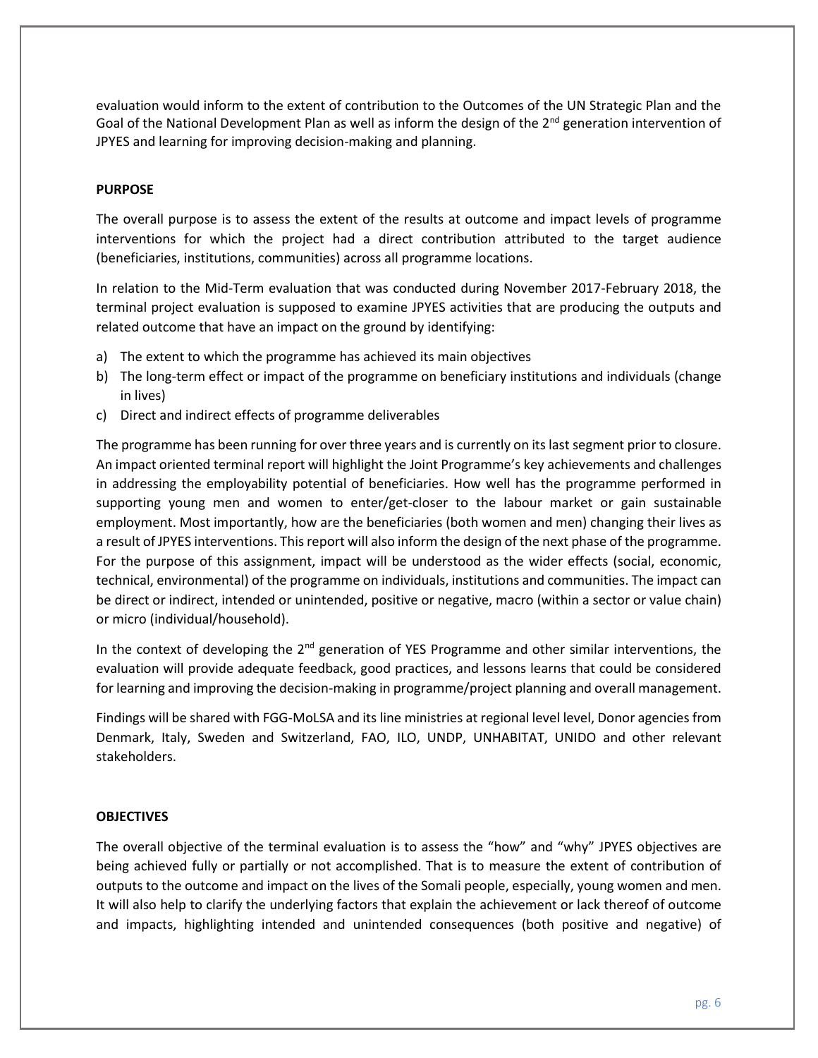evaluation would inform to the extent of contribution to the Outcomes of the UN Strategic Plan and the Goal of the National Development Plan as well as inform the design of the 2nd generation intervention of JPYES and learning for improving decision-making and planning.

**PURPOSE**

The overall purpose is to assess the extent of the results at outcome and impact levels of programme interventions for which the project had a direct contribution attributed to the target audience (beneficiaries, institutions, communities) across all programme locations.

In relation to the Mid-Term evaluation that was conducted during November 2017-February 2018, the terminal project evaluation is supposed to examine JPYES activities that are producing the outputs and related outcome that have an impact on the ground by identifying:

a) The extent to which the programme has achieved its main objectives
b) The long-term effect or impact of the programme on beneficiary institutions and individuals (change in lives)
c) Direct and indirect effects of programme deliverables

The programme has been running for over three years and is currently on its last segment prior to closure. An impact oriented terminal report will highlight the Joint Programme's key achievements and challenges in addressing the employability potential of beneficiaries. How well has the programme performed in supporting young men and women to enter/get-closer to the labour market or gain sustainable employment. Most importantly, how are the beneficiaries (both women and men) changing their lives as a result of JPYES interventions. This report will also inform the design of the next phase of the programme. For the purpose of this assignment, impact will be understood as the wider effects (social, economic, technical, environmental) of the programme on individuals, institutions and communities. The impact can be direct or indirect, intended or unintended, positive or negative, macro (within a sector or value chain) or micro (individual/household).

In the context of developing the 2nd generation of YES Programme and other similar interventions, the evaluation will provide adequate feedback, good practices, and lessons learns that could be considered for learning and improving the decision-making in programme/project planning and overall management.

Findings will be shared with FGG-MoLSA and its line ministries at regional level level, Donor agencies from Denmark, Italy, Sweden and Switzerland, FAO, ILO, UNDP, UNHABITAT, UNIDO and other relevant stakeholders.

**OBJECTIVES**

The overall objective of the terminal evaluation is to assess the "how" and "why" JPYES objectives are being achieved fully or partially or not accomplished. That is to measure the extent of contribution of outputs to the outcome and impact on the lives of the Somali people, especially, young women and men. It will also help to clarify the underlying factors that explain the achievement or lack thereof of outcome and impacts, highlighting intended and unintended consequences (both positive and negative) of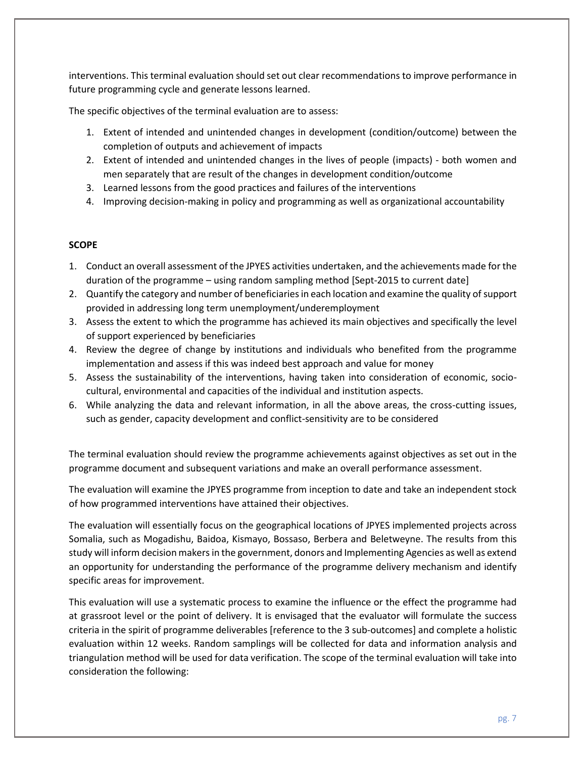interventions. This terminal evaluation should set out clear recommendations to improve performance in future programming cycle and generate lessons learned.

The specific objectives of the terminal evaluation are to assess:

1. Extent of intended and unintended changes in development (condition/outcome) between the completion of outputs and achievement of impacts
2. Extent of intended and unintended changes in the lives of people (impacts) - both women and men separately that are result of the changes in development condition/outcome
3. Learned lessons from the good practices and failures of the interventions
4. Improving decision-making in policy and programming as well as organizational accountability

**SCOPE**

1. Conduct an overall assessment of the JPYES activities undertaken, and the achievements made for the duration of the programme – using random sampling method [Sept-2015 to current date]
2. Quantify the category and number of beneficiaries in each location and examine the quality of support provided in addressing long term unemployment/underemployment
3. Assess the extent to which the programme has achieved its main objectives and specifically the level of support experienced by beneficiaries
4. Review the degree of change by institutions and individuals who benefited from the programme implementation and assess if this was indeed best approach and value for money
5. Assess the sustainability of the interventions, having taken into consideration of economic, socio-cultural, environmental and capacities of the individual and institution aspects.
6. While analyzing the data and relevant information, in all the above areas, the cross-cutting issues, such as gender, capacity development and conflict-sensitivity are to be considered

The terminal evaluation should review the programme achievements against objectives as set out in the programme document and subsequent variations and make an overall performance assessment.

The evaluation will examine the JPYES programme from inception to date and take an independent stock of how programmed interventions have attained their objectives.

The evaluation will essentially focus on the geographical locations of JPYES implemented projects across Somalia, such as Mogadishu, Baidoa, Kismayo, Bossaso, Berbera and Beletweyne. The results from this study will inform decision makers in the government, donors and Implementing Agencies as well as extend an opportunity for understanding the performance of the programme delivery mechanism and identify specific areas for improvement.

This evaluation will use a systematic process to examine the influence or the effect the programme had at grassroot level or the point of delivery. It is envisaged that the evaluator will formulate the success criteria in the spirit of programme deliverables [reference to the 3 sub-outcomes] and complete a holistic evaluation within 12 weeks. Random samplings will be collected for data and information analysis and triangulation method will be used for data verification. The scope of the terminal evaluation will take into consideration the following: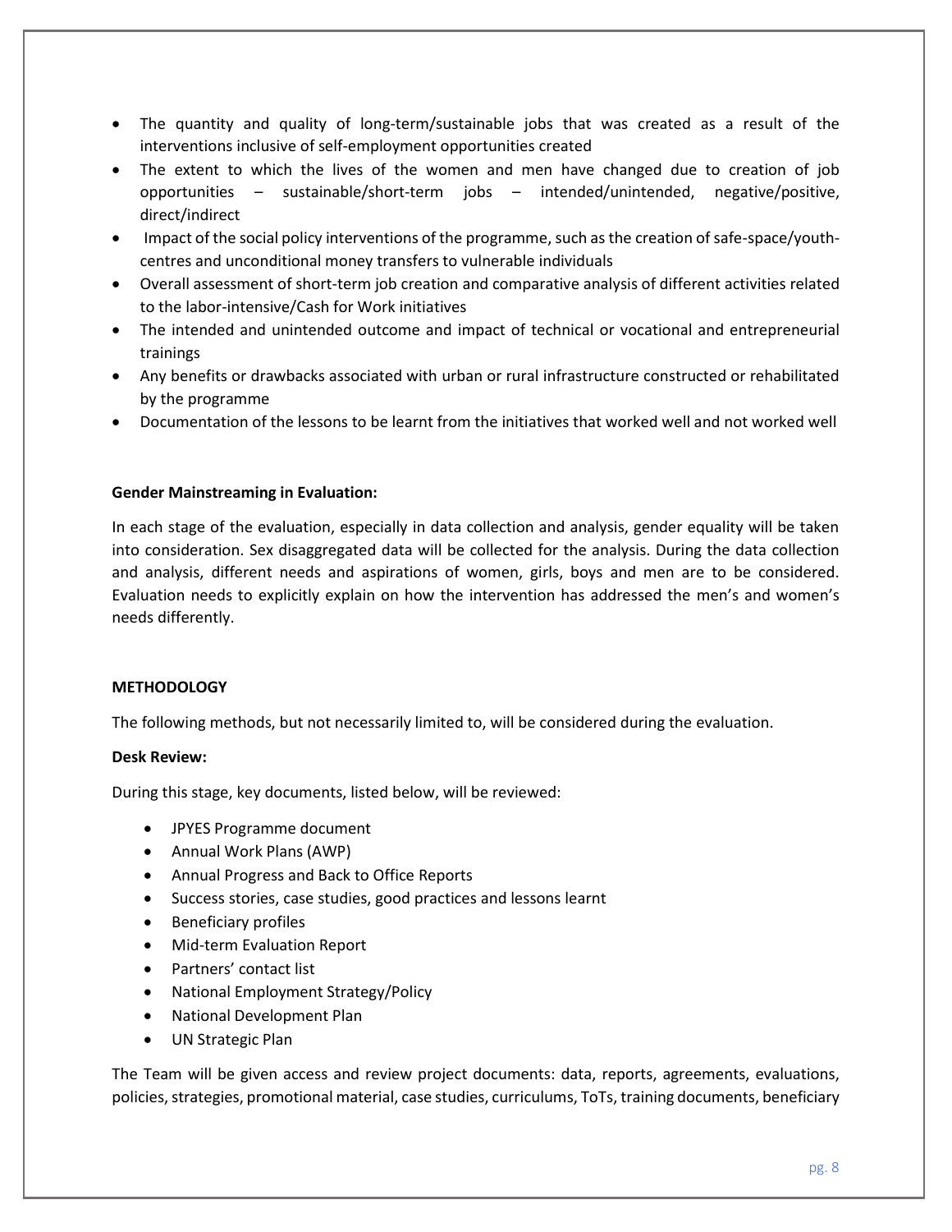- The quantity and quality of long-term/sustainable jobs that was created as a result of the interventions inclusive of self-employment opportunities created
- The extent to which the lives of the women and men have changed due to creation of job opportunities – sustainable/short-term jobs – intended/unintended, negative/positive, direct/indirect
- Impact of the social policy interventions of the programme, such as the creation of safe-space/youth-centres and unconditional money transfers to vulnerable individuals
- Overall assessment of short-term job creation and comparative analysis of different activities related to the labor-intensive/Cash for Work initiatives
- The intended and unintended outcome and impact of technical or vocational and entrepreneurial trainings
- Any benefits or drawbacks associated with urban or rural infrastructure constructed or rehabilitated by the programme
- Documentation of the lessons to be learnt from the initiatives that worked well and not worked well

**Gender Mainstreaming in Evaluation:**

In each stage of the evaluation, especially in data collection and analysis, gender equality will be taken into consideration. Sex disaggregated data will be collected for the analysis. During the data collection and analysis, different needs and aspirations of women, girls, boys and men are to be considered. Evaluation needs to explicitly explain on how the intervention has addressed the men's and women's needs differently.

**METHODOLOGY**

The following methods, but not necessarily limited to, will be considered during the evaluation.

**Desk Review:**

During this stage, key documents, listed below, will be reviewed:

- JPYES Programme document
- Annual Work Plans (AWP)
- Annual Progress and Back to Office Reports
- Success stories, case studies, good practices and lessons learnt
- Beneficiary profiles
- Mid-term Evaluation Report
- Partners' contact list
- National Employment Strategy/Policy
- National Development Plan
- UN Strategic Plan

The Team will be given access and review project documents: data, reports, agreements, evaluations, policies, strategies, promotional material, case studies, curriculums, ToTs, training documents, beneficiary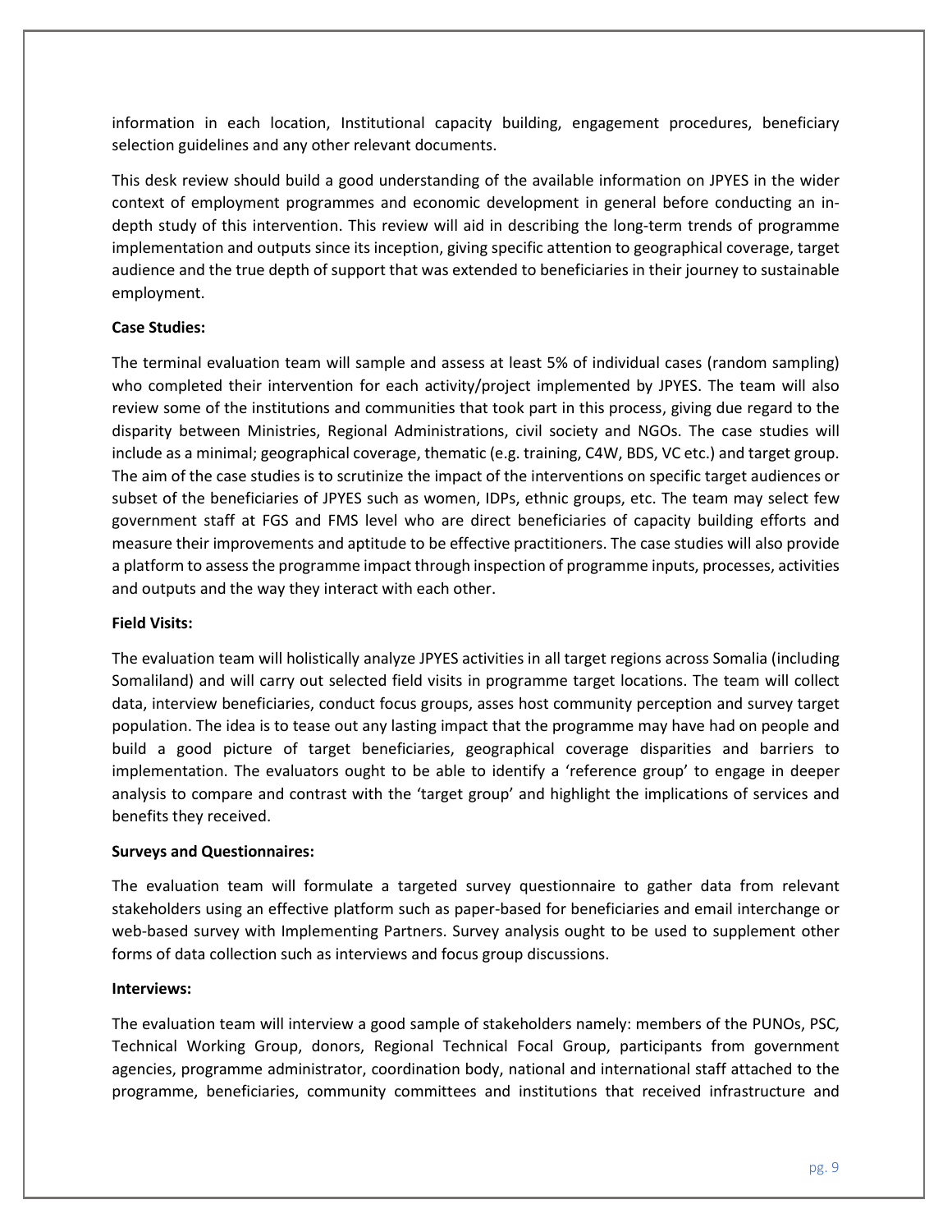information in each location, Institutional capacity building, engagement procedures, beneficiary selection guidelines and any other relevant documents.

This desk review should build a good understanding of the available information on JPYES in the wider context of employment programmes and economic development in general before conducting an in-depth study of this intervention. This review will aid in describing the long-term trends of programme implementation and outputs since its inception, giving specific attention to geographical coverage, target audience and the true depth of support that was extended to beneficiaries in their journey to sustainable employment.

**Case Studies:**

The terminal evaluation team will sample and assess at least 5% of individual cases (random sampling) who completed their intervention for each activity/project implemented by JPYES. The team will also review some of the institutions and communities that took part in this process, giving due regard to the disparity between Ministries, Regional Administrations, civil society and NGOs. The case studies will include as a minimal; geographical coverage, thematic (e.g. training, C4W, BDS, VC etc.) and target group. The aim of the case studies is to scrutinize the impact of the interventions on specific target audiences or subset of the beneficiaries of JPYES such as women, IDPs, ethnic groups, etc. The team may select few government staff at FGS and FMS level who are direct beneficiaries of capacity building efforts and measure their improvements and aptitude to be effective practitioners. The case studies will also provide a platform to assess the programme impact through inspection of programme inputs, processes, activities and outputs and the way they interact with each other.

**Field Visits:**

The evaluation team will holistically analyze JPYES activities in all target regions across Somalia (including Somaliland) and will carry out selected field visits in programme target locations. The team will collect data, interview beneficiaries, conduct focus groups, asses host community perception and survey target population. The idea is to tease out any lasting impact that the programme may have had on people and build a good picture of target beneficiaries, geographical coverage disparities and barriers to implementation. The evaluators ought to be able to identify a 'reference group' to engage in deeper analysis to compare and contrast with the 'target group' and highlight the implications of services and benefits they received.

**Surveys and Questionnaires:**

The evaluation team will formulate a targeted survey questionnaire to gather data from relevant stakeholders using an effective platform such as paper-based for beneficiaries and email interchange or web-based survey with Implementing Partners. Survey analysis ought to be used to supplement other forms of data collection such as interviews and focus group discussions.

**Interviews:**

The evaluation team will interview a good sample of stakeholders namely: members of the PUNOs, PSC, Technical Working Group, donors, Regional Technical Focal Group, participants from government agencies, programme administrator, coordination body, national and international staff attached to the programme, beneficiaries, community committees and institutions that received infrastructure and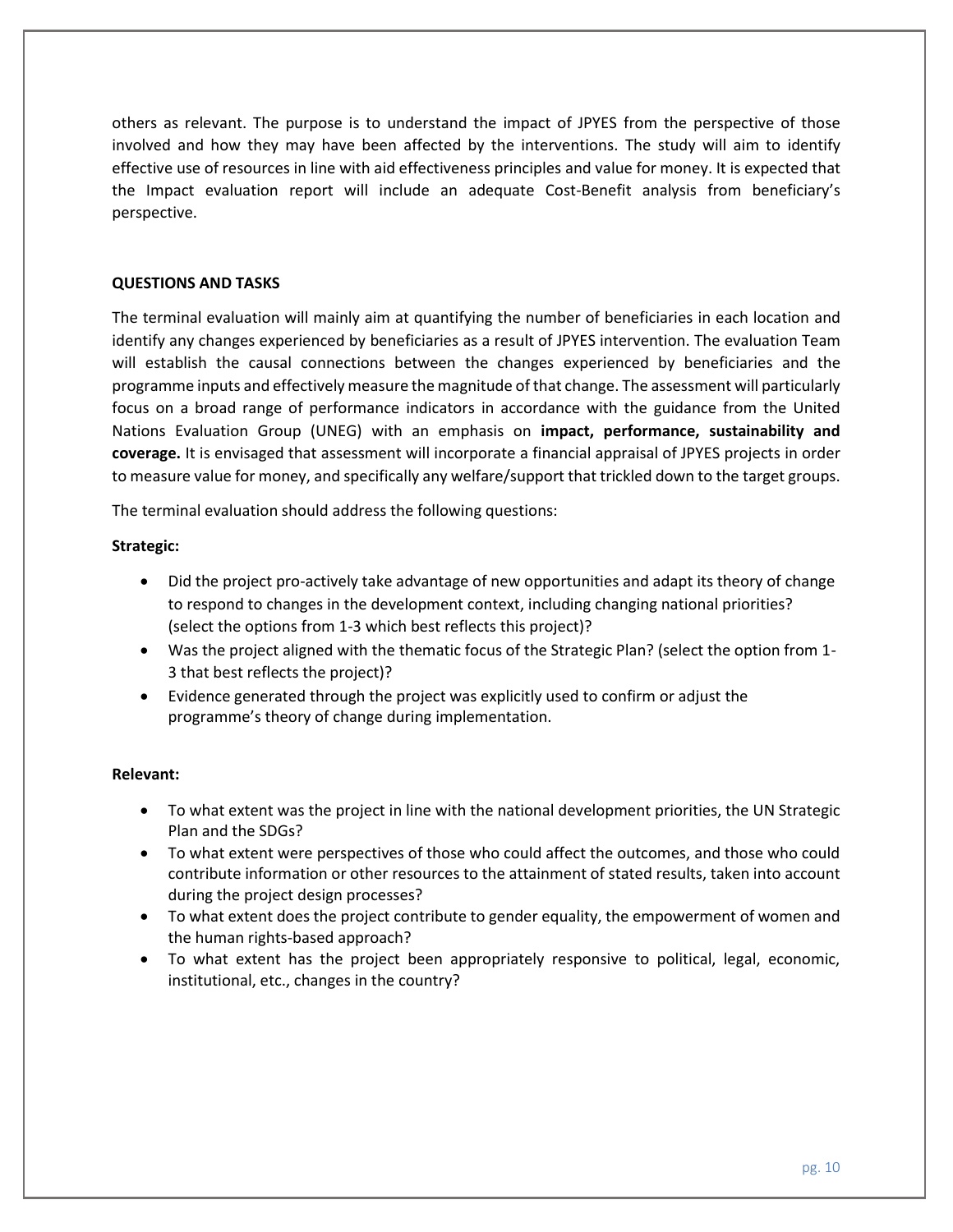others as relevant. The purpose is to understand the impact of JPYES from the perspective of those involved and how they may have been affected by the interventions. The study will aim to identify effective use of resources in line with aid effectiveness principles and value for money. It is expected that the Impact evaluation report will include an adequate Cost-Benefit analysis from beneficiary's perspective.

**QUESTIONS AND TASKS**

The terminal evaluation will mainly aim at quantifying the number of beneficiaries in each location and identify any changes experienced by beneficiaries as a result of JPYES intervention. The evaluation Team will establish the causal connections between the changes experienced by beneficiaries and the programme inputs and effectively measure the magnitude of that change. The assessment will particularly focus on a broad range of performance indicators in accordance with the guidance from the United Nations Evaluation Group (UNEG) with an emphasis on **impact, performance, sustainability and coverage.** It is envisaged that assessment will incorporate a financial appraisal of JPYES projects in order to measure value for money, and specifically any welfare/support that trickled down to the target groups.

The terminal evaluation should address the following questions:

**Strategic:**

- Did the project pro-actively take advantage of new opportunities and adapt its theory of change to respond to changes in the development context, including changing national priorities? (select the options from 1-3 which best reflects this project)?
- Was the project aligned with the thematic focus of the Strategic Plan? (select the option from 1-3 that best reflects the project)?
- Evidence generated through the project was explicitly used to confirm or adjust the programme's theory of change during implementation.

**Relevant:**

- To what extent was the project in line with the national development priorities, the UN Strategic Plan and the SDGs?
- To what extent were perspectives of those who could affect the outcomes, and those who could contribute information or other resources to the attainment of stated results, taken into account during the project design processes?
- To what extent does the project contribute to gender equality, the empowerment of women and the human rights-based approach?
- To what extent has the project been appropriately responsive to political, legal, economic, institutional, etc., changes in the country?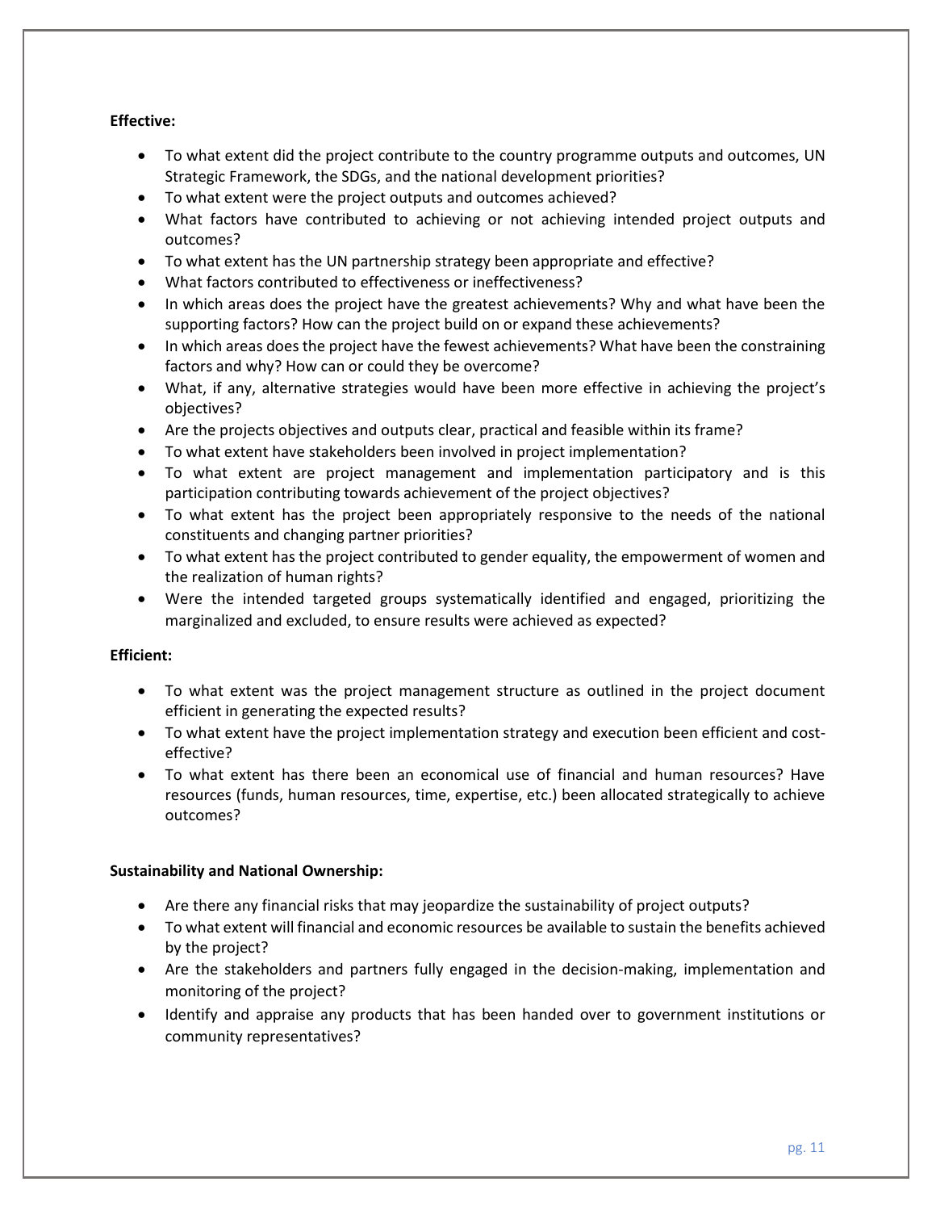**Effective:**

- To what extent did the project contribute to the country programme outputs and outcomes, UN Strategic Framework, the SDGs, and the national development priorities?
- To what extent were the project outputs and outcomes achieved?
- What factors have contributed to achieving or not achieving intended project outputs and outcomes?
- To what extent has the UN partnership strategy been appropriate and effective?
- What factors contributed to effectiveness or ineffectiveness?
- In which areas does the project have the greatest achievements? Why and what have been the supporting factors? How can the project build on or expand these achievements?
- In which areas does the project have the fewest achievements? What have been the constraining factors and why? How can or could they be overcome?
- What, if any, alternative strategies would have been more effective in achieving the project's objectives?
- Are the projects objectives and outputs clear, practical and feasible within its frame?
- To what extent have stakeholders been involved in project implementation?
- To what extent are project management and implementation participatory and is this participation contributing towards achievement of the project objectives?
- To what extent has the project been appropriately responsive to the needs of the national constituents and changing partner priorities?
- To what extent has the project contributed to gender equality, the empowerment of women and the realization of human rights?
- Were the intended targeted groups systematically identified and engaged, prioritizing the marginalized and excluded, to ensure results were achieved as expected?

**Efficient:**

- To what extent was the project management structure as outlined in the project document efficient in generating the expected results?
- To what extent have the project implementation strategy and execution been efficient and cost-effective?
- To what extent has there been an economical use of financial and human resources? Have resources (funds, human resources, time, expertise, etc.) been allocated strategically to achieve outcomes?

**Sustainability and National Ownership:**

- Are there any financial risks that may jeopardize the sustainability of project outputs?
- To what extent will financial and economic resources be available to sustain the benefits achieved by the project?
- Are the stakeholders and partners fully engaged in the decision-making, implementation and monitoring of the project?
- Identify and appraise any products that has been handed over to government institutions or community representatives?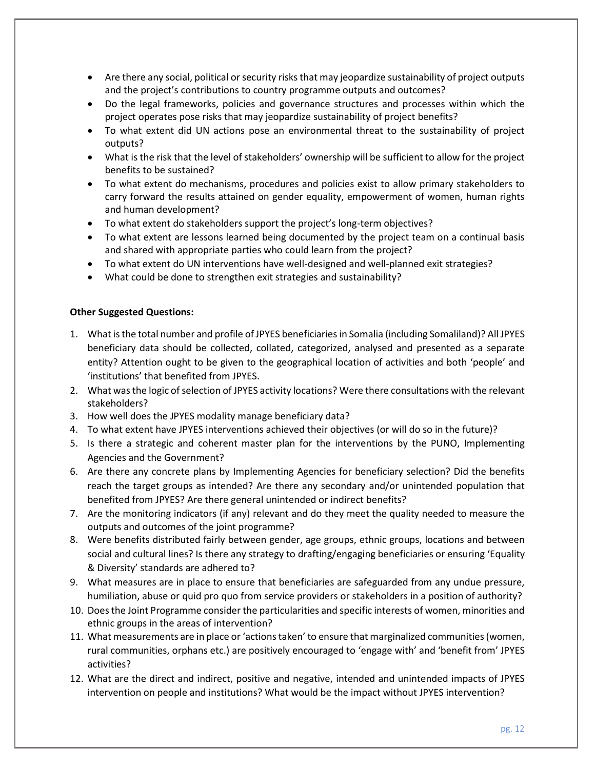- Are there any social, political or security risks that may jeopardize sustainability of project outputs and the project's contributions to country programme outputs and outcomes?
- Do the legal frameworks, policies and governance structures and processes within which the project operates pose risks that may jeopardize sustainability of project benefits?
- To what extent did UN actions pose an environmental threat to the sustainability of project outputs?
- What is the risk that the level of stakeholders' ownership will be sufficient to allow for the project benefits to be sustained?
- To what extent do mechanisms, procedures and policies exist to allow primary stakeholders to carry forward the results attained on gender equality, empowerment of women, human rights and human development?
- To what extent do stakeholders support the project's long-term objectives?
- To what extent are lessons learned being documented by the project team on a continual basis and shared with appropriate parties who could learn from the project?
- To what extent do UN interventions have well-designed and well-planned exit strategies?
- What could be done to strengthen exit strategies and sustainability?

**Other Suggested Questions:**

1. What is the total number and profile of JPYES beneficiaries in Somalia (including Somaliland)? All JPYES beneficiary data should be collected, collated, categorized, analysed and presented as a separate entity? Attention ought to be given to the geographical location of activities and both 'people' and 'institutions' that benefited from JPYES.
2. What was the logic of selection of JPYES activity locations? Were there consultations with the relevant stakeholders?
3. How well does the JPYES modality manage beneficiary data?
4. To what extent have JPYES interventions achieved their objectives (or will do so in the future)?
5. Is there a strategic and coherent master plan for the interventions by the PUNO, Implementing Agencies and the Government?
6. Are there any concrete plans by Implementing Agencies for beneficiary selection? Did the benefits reach the target groups as intended? Are there any secondary and/or unintended population that benefited from JPYES? Are there general unintended or indirect benefits?
7. Are the monitoring indicators (if any) relevant and do they meet the quality needed to measure the outputs and outcomes of the joint programme?
8. Were benefits distributed fairly between gender, age groups, ethnic groups, locations and between social and cultural lines? Is there any strategy to drafting/engaging beneficiaries or ensuring 'Equality & Diversity' standards are adhered to?
9. What measures are in place to ensure that beneficiaries are safeguarded from any undue pressure, humiliation, abuse or quid pro quo from service providers or stakeholders in a position of authority?
10. Does the Joint Programme consider the particularities and specific interests of women, minorities and ethnic groups in the areas of intervention?
11. What measurements are in place or 'actions taken' to ensure that marginalized communities (women, rural communities, orphans etc.) are positively encouraged to 'engage with' and 'benefit from' JPYES activities?
12. What are the direct and indirect, positive and negative, intended and unintended impacts of JPYES intervention on people and institutions? What would be the impact without JPYES intervention?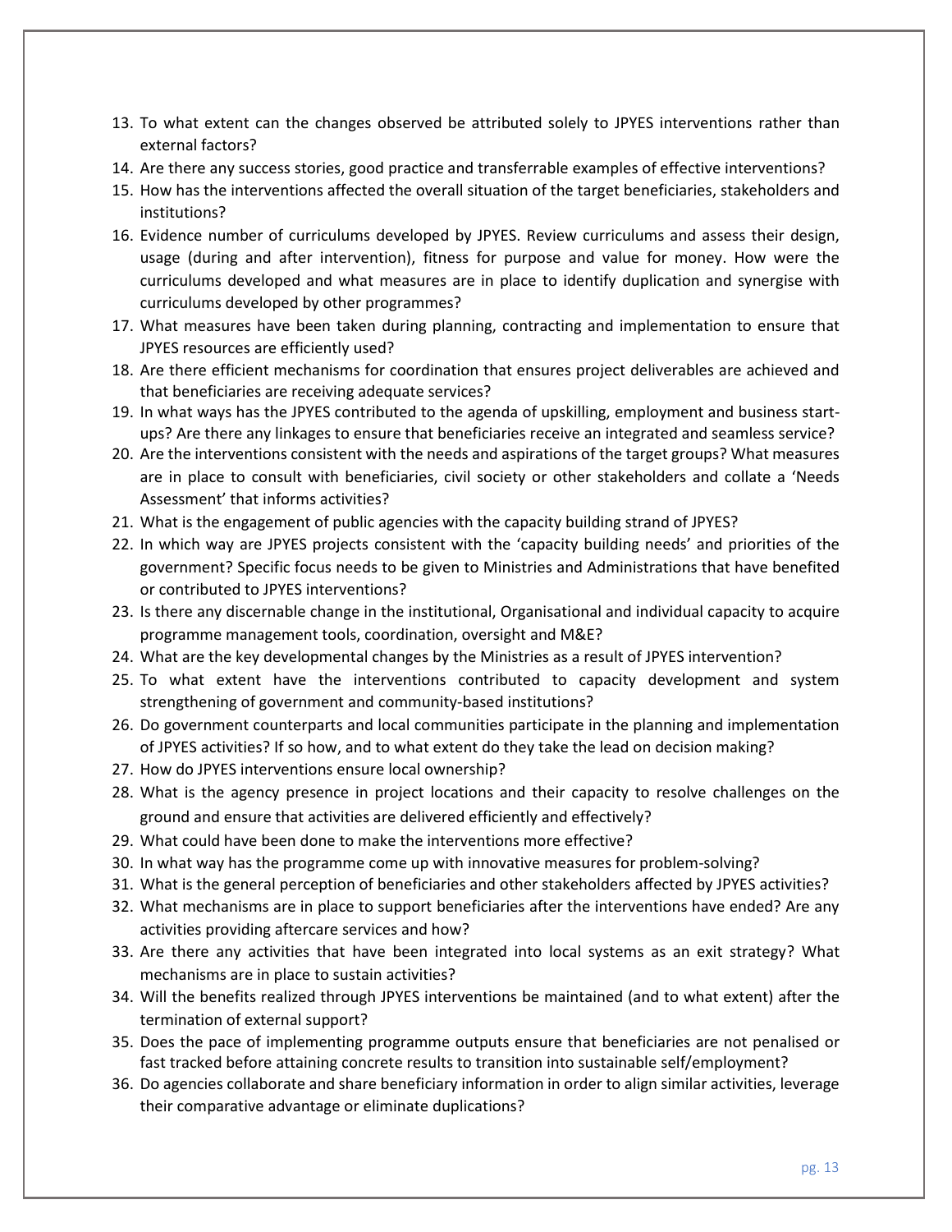13. To what extent can the changes observed be attributed solely to JPYES interventions rather than external factors?
14. Are there any success stories, good practice and transferrable examples of effective interventions?
15. How has the interventions affected the overall situation of the target beneficiaries, stakeholders and institutions?
16. Evidence number of curriculums developed by JPYES. Review curriculums and assess their design, usage (during and after intervention), fitness for purpose and value for money. How were the curriculums developed and what measures are in place to identify duplication and synergise with curriculums developed by other programmes?
17. What measures have been taken during planning, contracting and implementation to ensure that JPYES resources are efficiently used?
18. Are there efficient mechanisms for coordination that ensures project deliverables are achieved and that beneficiaries are receiving adequate services?
19. In what ways has the JPYES contributed to the agenda of upskilling, employment and business start-ups? Are there any linkages to ensure that beneficiaries receive an integrated and seamless service?
20. Are the interventions consistent with the needs and aspirations of the target groups? What measures are in place to consult with beneficiaries, civil society or other stakeholders and collate a 'Needs Assessment' that informs activities?
21. What is the engagement of public agencies with the capacity building strand of JPYES?
22. In which way are JPYES projects consistent with the 'capacity building needs' and priorities of the government? Specific focus needs to be given to Ministries and Administrations that have benefited or contributed to JPYES interventions?
23. Is there any discernable change in the institutional, Organisational and individual capacity to acquire programme management tools, coordination, oversight and M&E?
24. What are the key developmental changes by the Ministries as a result of JPYES intervention?
25. To what extent have the interventions contributed to capacity development and system strengthening of government and community-based institutions?
26. Do government counterparts and local communities participate in the planning and implementation of JPYES activities? If so how, and to what extent do they take the lead on decision making?
27. How do JPYES interventions ensure local ownership?
28. What is the agency presence in project locations and their capacity to resolve challenges on the ground and ensure that activities are delivered efficiently and effectively?
29. What could have been done to make the interventions more effective?
30. In what way has the programme come up with innovative measures for problem-solving?
31. What is the general perception of beneficiaries and other stakeholders affected by JPYES activities?
32. What mechanisms are in place to support beneficiaries after the interventions have ended? Are any activities providing aftercare services and how?
33. Are there any activities that have been integrated into local systems as an exit strategy? What mechanisms are in place to sustain activities?
34. Will the benefits realized through JPYES interventions be maintained (and to what extent) after the termination of external support?
35. Does the pace of implementing programme outputs ensure that beneficiaries are not penalised or fast tracked before attaining concrete results to transition into sustainable self/employment?
36. Do agencies collaborate and share beneficiary information in order to align similar activities, leverage their comparative advantage or eliminate duplications?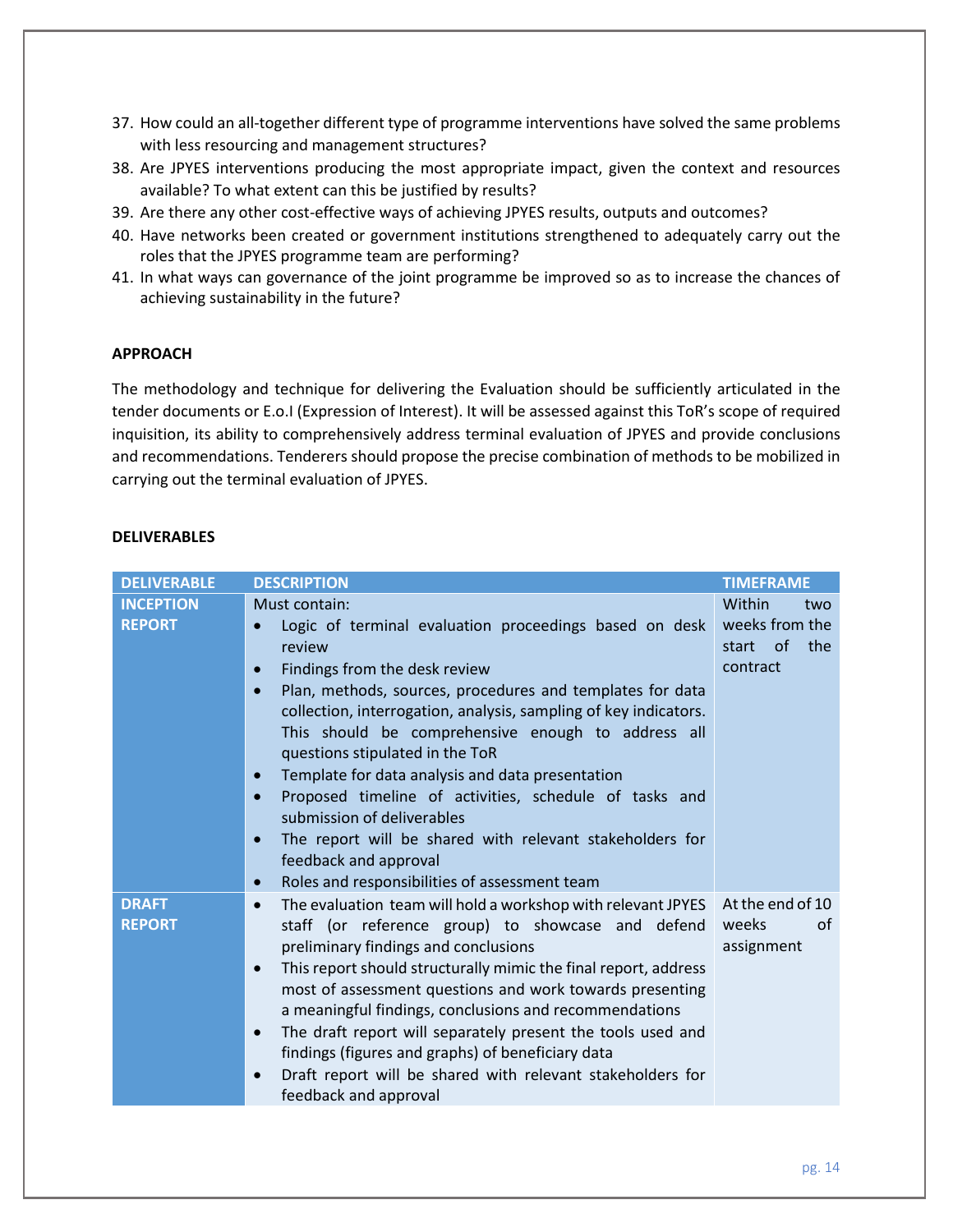37. How could an all-together different type of programme interventions have solved the same problems with less resourcing and management structures?
38. Are JPYES interventions producing the most appropriate impact, given the context and resources available? To what extent can this be justified by results?
39. Are there any other cost-effective ways of achieving JPYES results, outputs and outcomes?
40. Have networks been created or government institutions strengthened to adequately carry out the roles that the JPYES programme team are performing?
41. In what ways can governance of the joint programme be improved so as to increase the chances of achieving sustainability in the future?

**APPROACH**

The methodology and technique for delivering the Evaluation should be sufficiently articulated in the tender documents or E.o.I (Expression of Interest). It will be assessed against this ToR's scope of required inquisition, its ability to comprehensively address terminal evaluation of JPYES and provide conclusions and recommendations. Tenderers should propose the precise combination of methods to be mobilized in carrying out the terminal evaluation of JPYES.

**DELIVERABLES**

| DELIVERABLE | DESCRIPTION | TIMEFRAME |
|---|---|---|
| **INCEPTION REPORT** | Must contain:<br>• Logic of terminal evaluation proceedings based on desk review<br>• Findings from the desk review<br>• Plan, methods, sources, procedures and templates for data collection, interrogation, analysis, sampling of key indicators. This should be comprehensive enough to address all questions stipulated in the ToR<br>• Template for data analysis and data presentation<br>• Proposed timeline of activities, schedule of tasks and submission of deliverables<br>• The report will be shared with relevant stakeholders for feedback and approval<br>• Roles and responsibilities of assessment team | Within two weeks from the start of the contract |
| **DRAFT REPORT** | • The evaluation team will hold a workshop with relevant JPYES staff (or reference group) to showcase and defend preliminary findings and conclusions<br>• This report should structurally mimic the final report, address most of assessment questions and work towards presenting a meaningful findings, conclusions and recommendations<br>• The draft report will separately present the tools used and findings (figures and graphs) of beneficiary data<br>• Draft report will be shared with relevant stakeholders for feedback and approval | At the end of 10 weeks of assignment |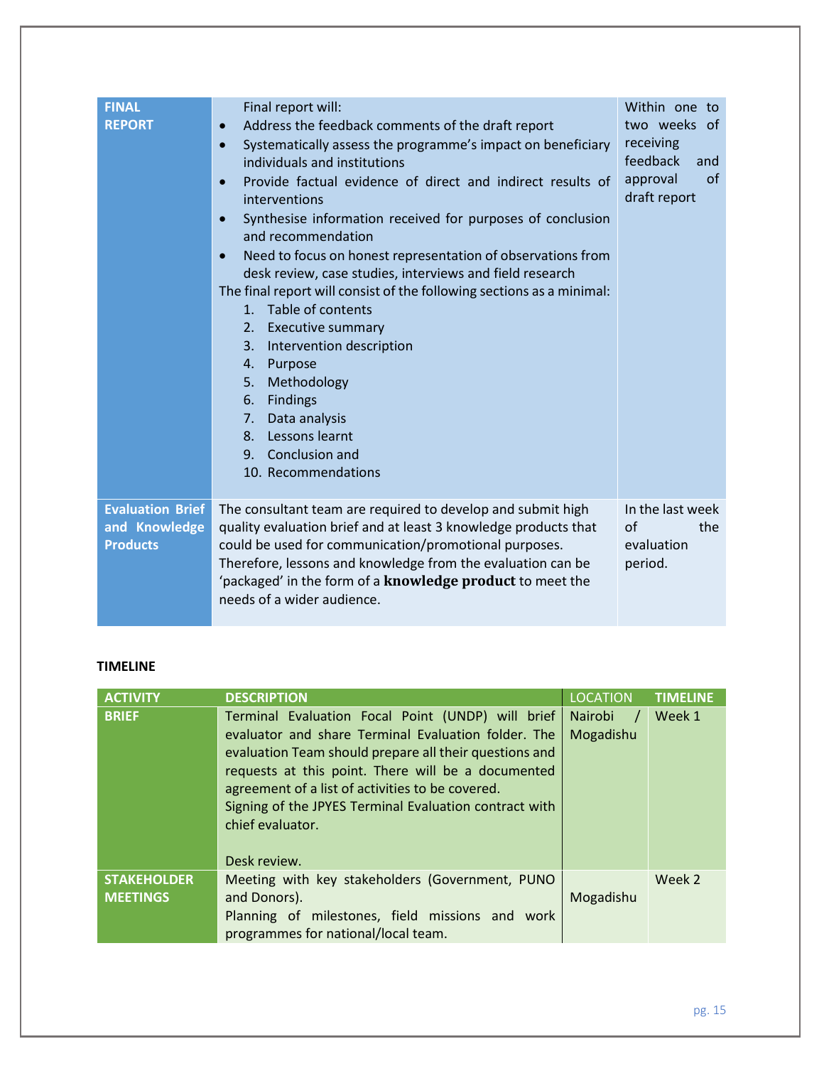| | | |
|---|---|---|
| **FINAL REPORT** | Final report will:<br>• Address the feedback comments of the draft report<br>• Systematically assess the programme's impact on beneficiary individuals and institutions<br>• Provide factual evidence of direct and indirect results of interventions<br>• Synthesise information received for purposes of conclusion and recommendation<br>• Need to focus on honest representation of observations from desk review, case studies, interviews and field research<br>The final report will consist of the following sections as a minimal:<br>1. Table of contents<br>2. Executive summary<br>3. Intervention description<br>4. Purpose<br>5. Methodology<br>6. Findings<br>7. Data analysis<br>8. Lessons learnt<br>9. Conclusion and<br>10. Recommendations | Within one to two weeks of receiving feedback and approval of draft report |
| **Evaluation Brief and Knowledge Products** | The consultant team are required to develop and submit high quality evaluation brief and at least 3 knowledge products that could be used for communication/promotional purposes. Therefore, lessons and knowledge from the evaluation can be 'packaged' in the form of a **knowledge product** to meet the needs of a wider audience. | In the last week of the evaluation period. |

**TIMELINE**

| ACTIVITY | DESCRIPTION | LOCATION | TIMELINE |
|---|---|---|---|
| **BRIEF** | Terminal Evaluation Focal Point (UNDP) will brief evaluator and share Terminal Evaluation folder. The evaluation Team should prepare all their questions and requests at this point. There will be a documented agreement of a list of activities to be covered.<br>Signing of the JPYES Terminal Evaluation contract with chief evaluator.<br><br>Desk review. | Nairobi / Mogadishu | Week 1 |
| **STAKEHOLDER MEETINGS** | Meeting with key stakeholders (Government, PUNO and Donors).<br>Planning of milestones, field missions and work programmes for national/local team. | Mogadishu | Week 2 |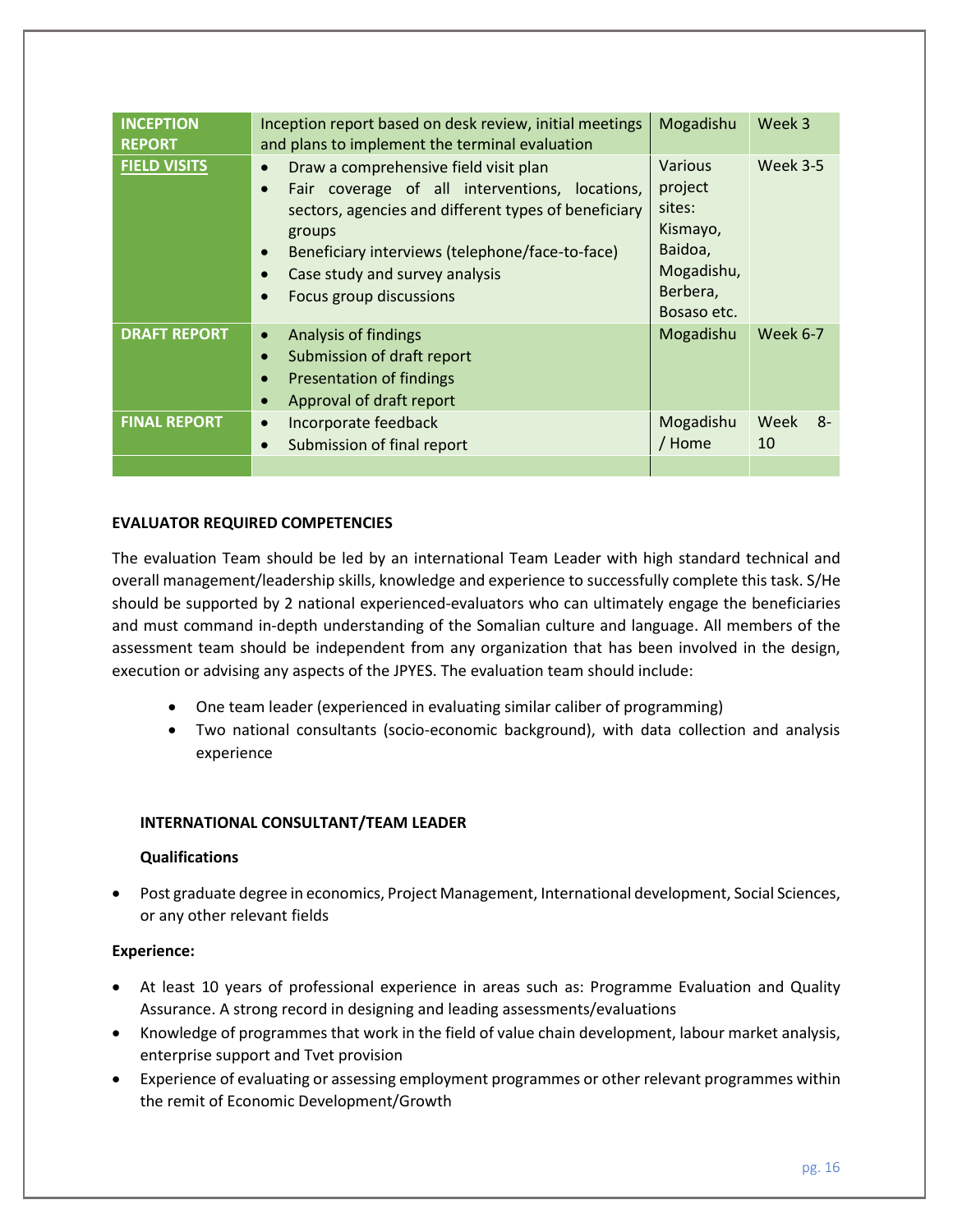| | | | |
|---|---|---|---|
| **INCEPTION REPORT** | Inception report based on desk review, initial meetings and plans to implement the terminal evaluation | Mogadishu | Week 3 |
| **FIELD VISITS** | • Draw a comprehensive field visit plan<br>• Fair coverage of all interventions, locations, sectors, agencies and different types of beneficiary groups<br>• Beneficiary interviews (telephone/face-to-face)<br>• Case study and survey analysis<br>• Focus group discussions | Various project sites: Kismayo, Baidoa, Mogadishu, Berbera, Bosaso etc. | Week 3-5 |
| **DRAFT REPORT** | • Analysis of findings<br>• Submission of draft report<br>• Presentation of findings<br>• Approval of draft report | Mogadishu | Week 6-7 |
| **FINAL REPORT** | • Incorporate feedback<br>• Submission of final report | Mogadishu / Home | Week 8-10 |
| | | | |

**EVALUATOR REQUIRED COMPETENCIES**

The evaluation Team should be led by an international Team Leader with high standard technical and overall management/leadership skills, knowledge and experience to successfully complete this task. S/He should be supported by 2 national experienced-evaluators who can ultimately engage the beneficiaries and must command in-depth understanding of the Somalian culture and language. All members of the assessment team should be independent from any organization that has been involved in the design, execution or advising any aspects of the JPYES. The evaluation team should include:

- One team leader (experienced in evaluating similar caliber of programming)
- Two national consultants (socio-economic background), with data collection and analysis experience

**INTERNATIONAL CONSULTANT/TEAM LEADER**

**Qualifications**

- Post graduate degree in economics, Project Management, International development, Social Sciences, or any other relevant fields

**Experience:**

- At least 10 years of professional experience in areas such as: Programme Evaluation and Quality Assurance. A strong record in designing and leading assessments/evaluations
- Knowledge of programmes that work in the field of value chain development, labour market analysis, enterprise support and Tvet provision
- Experience of evaluating or assessing employment programmes or other relevant programmes within the remit of Economic Development/Growth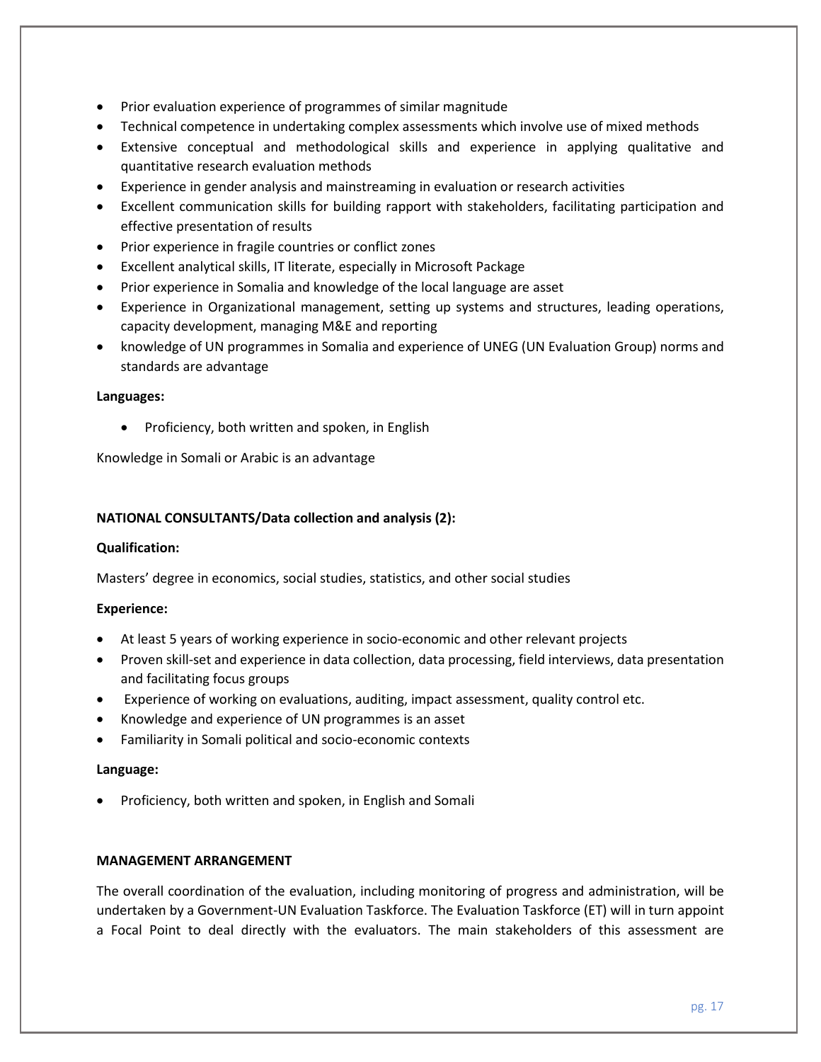- Prior evaluation experience of programmes of similar magnitude
- Technical competence in undertaking complex assessments which involve use of mixed methods
- Extensive conceptual and methodological skills and experience in applying qualitative and quantitative research evaluation methods
- Experience in gender analysis and mainstreaming in evaluation or research activities
- Excellent communication skills for building rapport with stakeholders, facilitating participation and effective presentation of results
- Prior experience in fragile countries or conflict zones
- Excellent analytical skills, IT literate, especially in Microsoft Package
- Prior experience in Somalia and knowledge of the local language are asset
- Experience in Organizational management, setting up systems and structures, leading operations, capacity development, managing M&E and reporting
- knowledge of UN programmes in Somalia and experience of UNEG (UN Evaluation Group) norms and standards are advantage

**Languages:**

- Proficiency, both written and spoken, in English

Knowledge in Somali or Arabic is an advantage

**NATIONAL CONSULTANTS/Data collection and analysis (2):**

**Qualification:**

Masters' degree in economics, social studies, statistics, and other social studies

**Experience:**

- At least 5 years of working experience in socio-economic and other relevant projects
- Proven skill-set and experience in data collection, data processing, field interviews, data presentation and facilitating focus groups
- Experience of working on evaluations, auditing, impact assessment, quality control etc.
- Knowledge and experience of UN programmes is an asset
- Familiarity in Somali political and socio-economic contexts

**Language:**

- Proficiency, both written and spoken, in English and Somali

**MANAGEMENT ARRANGEMENT**

The overall coordination of the evaluation, including monitoring of progress and administration, will be undertaken by a Government-UN Evaluation Taskforce. The Evaluation Taskforce (ET) will in turn appoint a Focal Point to deal directly with the evaluators. The main stakeholders of this assessment are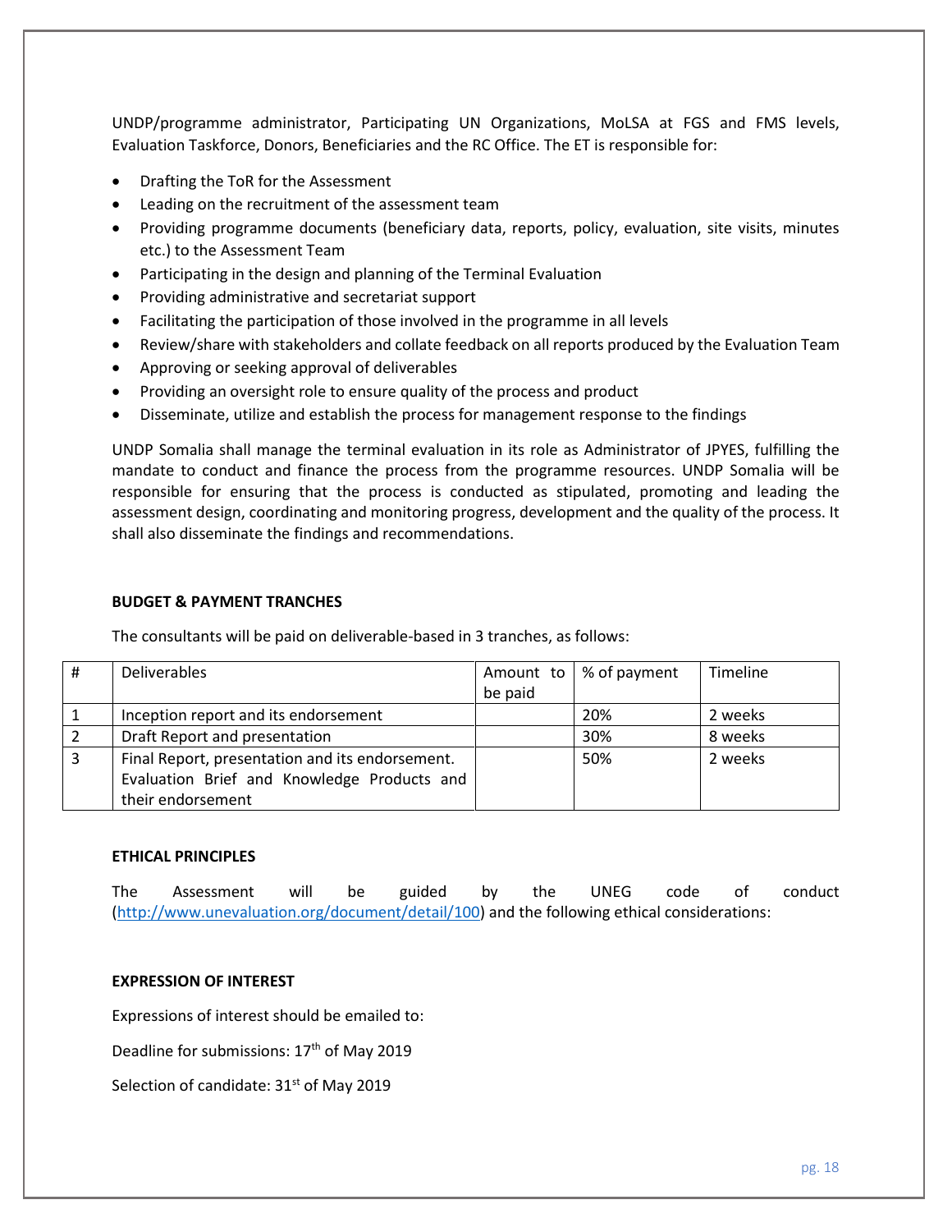UNDP/programme administrator, Participating UN Organizations, MoLSA at FGS and FMS levels, Evaluation Taskforce, Donors, Beneficiaries and the RC Office. The ET is responsible for:

- Drafting the ToR for the Assessment
- Leading on the recruitment of the assessment team
- Providing programme documents (beneficiary data, reports, policy, evaluation, site visits, minutes etc.) to the Assessment Team
- Participating in the design and planning of the Terminal Evaluation
- Providing administrative and secretariat support
- Facilitating the participation of those involved in the programme in all levels
- Review/share with stakeholders and collate feedback on all reports produced by the Evaluation Team
- Approving or seeking approval of deliverables
- Providing an oversight role to ensure quality of the process and product
- Disseminate, utilize and establish the process for management response to the findings

UNDP Somalia shall manage the terminal evaluation in its role as Administrator of JPYES, fulfilling the mandate to conduct and finance the process from the programme resources. UNDP Somalia will be responsible for ensuring that the process is conducted as stipulated, promoting and leading the assessment design, coordinating and monitoring progress, development and the quality of the process. It shall also disseminate the findings and recommendations.

**BUDGET & PAYMENT TRANCHES**

The consultants will be paid on deliverable-based in 3 tranches, as follows:

| # | Deliverables | Amount to be paid | % of payment | Timeline |
|---|---|---|---|---|
| 1 | Inception report and its endorsement | | 20% | 2 weeks |
| 2 | Draft Report and presentation | | 30% | 8 weeks |
| 3 | Final Report, presentation and its endorsement. Evaluation Brief and Knowledge Products and their endorsement | | 50% | 2 weeks |

**ETHICAL PRINCIPLES**

The Assessment will be guided by the UNEG code of conduct (http://www.unevaluation.org/document/detail/100) and the following ethical considerations:

**EXPRESSION OF INTEREST**

Expressions of interest should be emailed to:

Deadline for submissions: 17th of May 2019

Selection of candidate: 31st of May 2019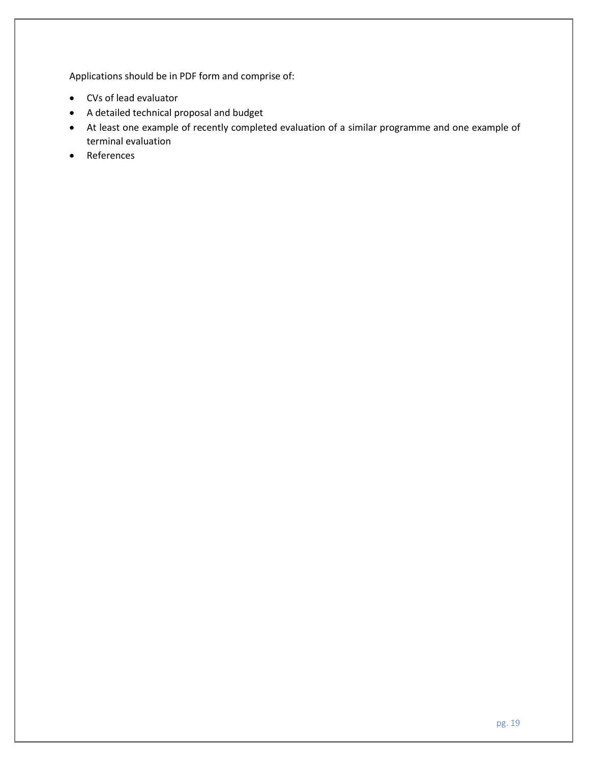Applications should be in PDF form and comprise of:

- CVs of lead evaluator
- A detailed technical proposal and budget
- At least one example of recently completed evaluation of a similar programme and one example of terminal evaluation
- References